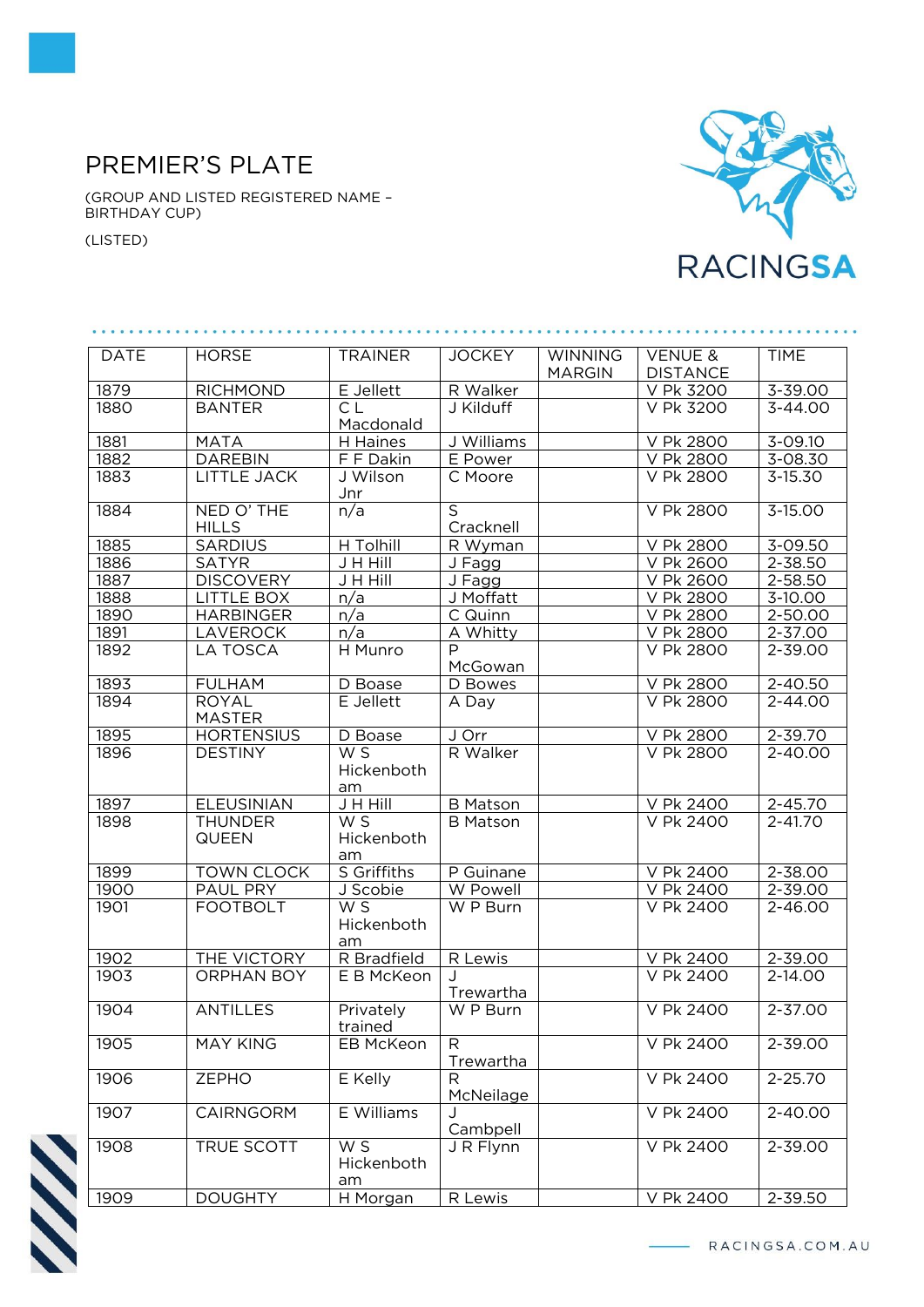# PREMIER'S PLATE

(GROUP AND LISTED REGISTERED NAME – BIRTHDAY CUP)

(LISTED)

| DATE | HORSE | TRAINER | JOCKEY | WINNING MARGIN | VENUE & DISTANCE | TIME |
|---|---|---|---|---|---|---|
| 1879 | RICHMOND | E Jellett | R Walker | | V Pk 3200 | 3-39.00 |
| 1880 | BANTER | C L Macdonald | J Kilduff | | V Pk 3200 | 3-44.00 |
| 1881 | MATA | H Haines | J Williams | | V Pk 2800 | 3-09.10 |
| 1882 | DAREBIN | F F Dakin | E Power | | V Pk 2800 | 3-08.30 |
| 1883 | LITTLE JACK | J Wilson Jnr | C Moore | | V Pk 2800 | 3-15.30 |
| 1884 | NED O' THE HILLS | n/a | S Cracknell | | V Pk 2800 | 3-15.00 |
| 1885 | SARDIUS | H Tolhill | R Wyman | | V Pk 2800 | 3-09.50 |
| 1886 | SATYR | J H Hill | J Fagg | | V Pk 2600 | 2-38.50 |
| 1887 | DISCOVERY | J H Hill | J Fagg | | V Pk 2600 | 2-58.50 |
| 1888 | LITTLE BOX | n/a | J Moffatt | | V Pk 2800 | 3-10.00 |
| 1890 | HARBINGER | n/a | C Quinn | | V Pk 2800 | 2-50.00 |
| 1891 | LAVEROCK | n/a | A Whitty | | V Pk 2800 | 2-37.00 |
| 1892 | LA TOSCA | H Munro | P McGowan | | V Pk 2800 | 2-39.00 |
| 1893 | FULHAM | D Boase | D Bowes | | V Pk 2800 | 2-40.50 |
| 1894 | ROYAL MASTER | E Jellett | A Day | | V Pk 2800 | 2-44.00 |
| 1895 | HORTENSIUS | D Boase | J Orr | | V Pk 2800 | 2-39.70 |
| 1896 | DESTINY | W S Hickenbotham | R Walker | | V Pk 2800 | 2-40.00 |
| 1897 | ELEUSINIAN | J H Hill | B Matson | | V Pk 2400 | 2-45.70 |
| 1898 | THUNDER QUEEN | W S Hickenbotham | B Matson | | V Pk 2400 | 2-41.70 |
| 1899 | TOWN CLOCK | S Griffiths | P Guinane | | V Pk 2400 | 2-38.00 |
| 1900 | PAUL PRY | J Scobie | W Powell | | V Pk 2400 | 2-39.00 |
| 1901 | FOOTBOLT | W S Hickenbotham | W P Burn | | V Pk 2400 | 2-46.00 |
| 1902 | THE VICTORY | R Bradfield | R Lewis | | V Pk 2400 | 2-39.00 |
| 1903 | ORPHAN BOY | E B McKeon | J Trewartha | | V Pk 2400 | 2-14.00 |
| 1904 | ANTILLES | Privately trained | W P Burn | | V Pk 2400 | 2-37.00 |
| 1905 | MAY KING | EB McKeon | R Trewartha | | V Pk 2400 | 2-39.00 |
| 1906 | ZEPHO | E Kelly | R McNeilage | | V Pk 2400 | 2-25.70 |
| 1907 | CAIRNGORM | E Williams | J Cambpell | | V Pk 2400 | 2-40.00 |
| 1908 | TRUE SCOTT | W S Hickenbotham | J R Flynn | | V Pk 2400 | 2-39.00 |
| 1909 | DOUGHTY | H Morgan | R Lewis | | V Pk 2400 | 2-39.50 |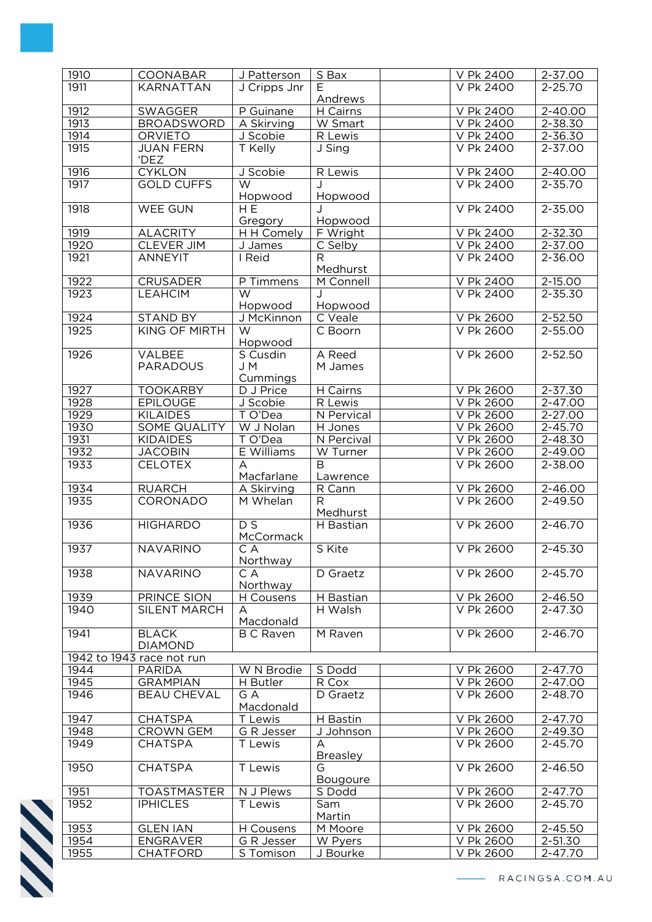| | | | | | | |
|---|---|---|---|---|---|---|
| 1910 | COONABAR | J Patterson | S Bax | | V Pk 2400 | 2-37.00 |
| 1911 | KARNATTAN | J Cripps Jnr | E Andrews | | V Pk 2400 | 2-25.70 |
| 1912 | SWAGGER | P Guinane | H Cairns | | V Pk 2400 | 2-40.00 |
| 1913 | BROADSWORD | A Skirving | W Smart | | V Pk 2400 | 2-38.30 |
| 1914 | ORVIETO | J Scobie | R Lewis | | V Pk 2400 | 2-36.30 |
| 1915 | JUAN FERN 'DEZ | T Kelly | J Sing | | V Pk 2400 | 2-37.00 |
| 1916 | CYKLON | J Scobie | R Lewis | | V Pk 2400 | 2-40.00 |
| 1917 | GOLD CUFFS | W Hopwood | J Hopwood | | V Pk 2400 | 2-35.70 |
| 1918 | WEE GUN | H E Gregory | J Hopwood | | V Pk 2400 | 2-35.00 |
| 1919 | ALACRITY | H H Comely | F Wright | | V Pk 2400 | 2-32.30 |
| 1920 | CLEVER JIM | J James | C Selby | | V Pk 2400 | 2-37.00 |
| 1921 | ANNEYIT | I Reid | R Medhurst | | V Pk 2400 | 2-36.00 |
| 1922 | CRUSADER | P Timmens | M Connell | | V Pk 2400 | 2-15.00 |
| 1923 | LEAHCIM | W Hopwood | J Hopwood | | V Pk 2400 | 2-35.30 |
| 1924 | STAND BY | J McKinnon | C Veale | | V Pk 2600 | 2-52.50 |
| 1925 | KING OF MIRTH | W Hopwood | C Boorn | | V Pk 2600 | 2-55.00 |
| 1926 | VALBEE PARADOUS | S Cusdin J M Cummings | A Reed M James | | V Pk 2600 | 2-52.50 |
| 1927 | TOOKARBY | D J Price | H Cairns | | V Pk 2600 | 2-37.30 |
| 1928 | EPILOUGE | J Scobie | R Lewis | | V Pk 2600 | 2-47.00 |
| 1929 | KILAIDES | T O'Dea | N Pervical | | V Pk 2600 | 2-27.00 |
| 1930 | SOME QUALITY | W J Nolan | H Jones | | V Pk 2600 | 2-45.70 |
| 1931 | KIDAIDES | T O'Dea | N Percival | | V Pk 2600 | 2-48.30 |
| 1932 | JACOBIN | E Williams | W Turner | | V Pk 2600 | 2-49.00 |
| 1933 | CELOTEX | A Macfarlane | B Lawrence | | V Pk 2600 | 2-38.00 |
| 1934 | RUARCH | A Skirving | R Cann | | V Pk 2600 | 2-46.00 |
| 1935 | CORONADO | M Whelan | R Medhurst | | V Pk 2600 | 2-49.50 |
| 1936 | HIGHARDO | D S McCormack | H Bastian | | V Pk 2600 | 2-46.70 |
| 1937 | NAVARINO | C A Northway | S Kite | | V Pk 2600 | 2-45.30 |
| 1938 | NAVARINO | C A Northway | D Graetz | | V Pk 2600 | 2-45.70 |
| 1939 | PRINCE SION | H Cousens | H Bastian | | V Pk 2600 | 2-46.50 |
| 1940 | SILENT MARCH | A Macdonald | H Walsh | | V Pk 2600 | 2-47.30 |
| 1941 | BLACK DIAMOND | B C Raven | M Raven | | V Pk 2600 | 2-46.70 |
| 1942 to 1943 race not run | | | | | | |
| 1944 | PARIDA | W N Brodie | S Dodd | | V Pk 2600 | 2-47.70 |
| 1945 | GRAMPIAN | H Butler | R Cox | | V Pk 2600 | 2-47.00 |
| 1946 | BEAU CHEVAL | G A Macdonald | D Graetz | | V Pk 2600 | 2-48.70 |
| 1947 | CHATSPA | T Lewis | H Bastin | | V Pk 2600 | 2-47.70 |
| 1948 | CROWN GEM | G R Jesser | J Johnson | | V Pk 2600 | 2-49.30 |
| 1949 | CHATSPA | T Lewis | A Breasley | | V Pk 2600 | 2-45.70 |
| 1950 | CHATSPA | T Lewis | G Bougoure | | V Pk 2600 | 2-46.50 |
| 1951 | TOASTMASTER | N J Plews | S Dodd | | V Pk 2600 | 2-47.70 |
| 1952 | IPHICLES | T Lewis | Sam Martin | | V Pk 2600 | 2-45.70 |
| 1953 | GLEN IAN | H Cousens | M Moore | | V Pk 2600 | 2-45.50 |
| 1954 | ENGRAVER | G R Jesser | W Pyers | | V Pk 2600 | 2-51.30 |
| 1955 | CHATFORD | S Tomison | J Bourke | | V Pk 2600 | 2-47.70 |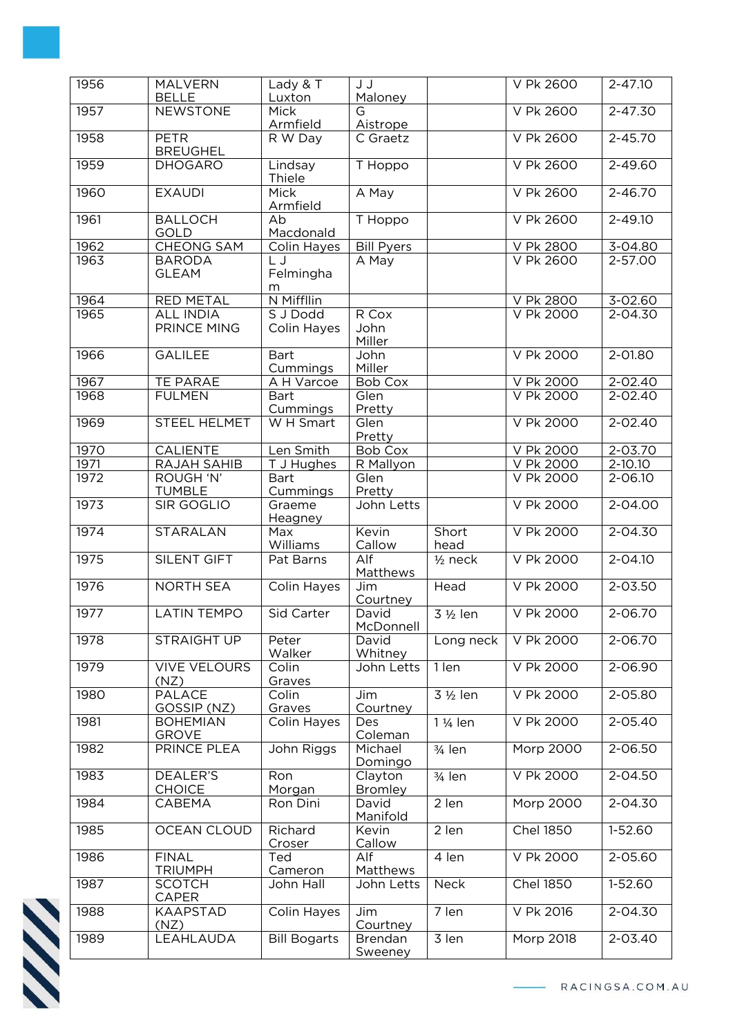| | | | | | | |
|---|---|---|---|---|---|---|
| 1956 | MALVERN BELLE | Lady & T Luxton | J J Maloney | | V Pk 2600 | 2-47.10 |
| 1957 | NEWSTONE | Mick Armfield | G Aistrope | | V Pk 2600 | 2-47.30 |
| 1958 | PETR BREUGHEL | R W Day | C Graetz | | V Pk 2600 | 2-45.70 |
| 1959 | DHOGARO | Lindsay Thiele | T Hoppo | | V Pk 2600 | 2-49.60 |
| 1960 | EXAUDI | Mick Armfield | A May | | V Pk 2600 | 2-46.70 |
| 1961 | BALLOCH GOLD | Ab Macdonald | T Hoppo | | V Pk 2600 | 2-49.10 |
| 1962 | CHEONG SAM | Colin Hayes | Bill Pyers | | V Pk 2800 | 3-04.80 |
| 1963 | BARODA GLEAM | L J Felmingham | A May | | V Pk 2600 | 2-57.00 |
| 1964 | RED METAL | N Miffllin | | | V Pk 2800 | 3-02.60 |
| 1965 | ALL INDIA PRINCE MING | S J Dodd Colin Hayes | R Cox John Miller | | V Pk 2000 | 2-04.30 |
| 1966 | GALILEE | Bart Cummings | John Miller | | V Pk 2000 | 2-01.80 |
| 1967 | TE PARAE | A H Varcoe | Bob Cox | | V Pk 2000 | 2-02.40 |
| 1968 | FULMEN | Bart Cummings | Glen Pretty | | V Pk 2000 | 2-02.40 |
| 1969 | STEEL HELMET | W H Smart | Glen Pretty | | V Pk 2000 | 2-02.40 |
| 1970 | CALIENTE | Len Smith | Bob Cox | | V Pk 2000 | 2-03.70 |
| 1971 | RAJAH SAHIB | T J Hughes | R Mallyon | | V Pk 2000 | 2-10.10 |
| 1972 | ROUGH 'N' TUMBLE | Bart Cummings | Glen Pretty | | V Pk 2000 | 2-06.10 |
| 1973 | SIR GOGLIO | Graeme Heagney | John Letts | | V Pk 2000 | 2-04.00 |
| 1974 | STARALAN | Max Williams | Kevin Callow | Short head | V Pk 2000 | 2-04.30 |
| 1975 | SILENT GIFT | Pat Barns | Alf Matthews | ½ neck | V Pk 2000 | 2-04.10 |
| 1976 | NORTH SEA | Colin Hayes | Jim Courtney | Head | V Pk 2000 | 2-03.50 |
| 1977 | LATIN TEMPO | Sid Carter | David McDonnell | 3 ½ len | V Pk 2000 | 2-06.70 |
| 1978 | STRAIGHT UP | Peter Walker | David Whitney | Long neck | V Pk 2000 | 2-06.70 |
| 1979 | VIVE VELOURS (NZ) | Colin Graves | John Letts | 1 len | V Pk 2000 | 2-06.90 |
| 1980 | PALACE GOSSIP (NZ) | Colin Graves | Jim Courtney | 3 ½ len | V Pk 2000 | 2-05.80 |
| 1981 | BOHEMIAN GROVE | Colin Hayes | Des Coleman | 1 ¼ len | V Pk 2000 | 2-05.40 |
| 1982 | PRINCE PLEA | John Riggs | Michael Domingo | ¾ len | Morp 2000 | 2-06.50 |
| 1983 | DEALER'S CHOICE | Ron Morgan | Clayton Bromley | ¾ len | V Pk 2000 | 2-04.50 |
| 1984 | CABEMA | Ron Dini | David Manifold | 2 len | Morp 2000 | 2-04.30 |
| 1985 | OCEAN CLOUD | Richard Croser | Kevin Callow | 2 len | Chel 1850 | 1-52.60 |
| 1986 | FINAL TRIUMPH | Ted Cameron | Alf Matthews | 4 len | V Pk 2000 | 2-05.60 |
| 1987 | SCOTCH CAPER | John Hall | John Letts | Neck | Chel 1850 | 1-52.60 |
| 1988 | KAAPSTAD (NZ) | Colin Hayes | Jim Courtney | 7 len | V Pk 2016 | 2-04.30 |
| 1989 | LEAHLAUDA | Bill Bogarts | Brendan Sweeney | 3 len | Morp 2018 | 2-03.40 |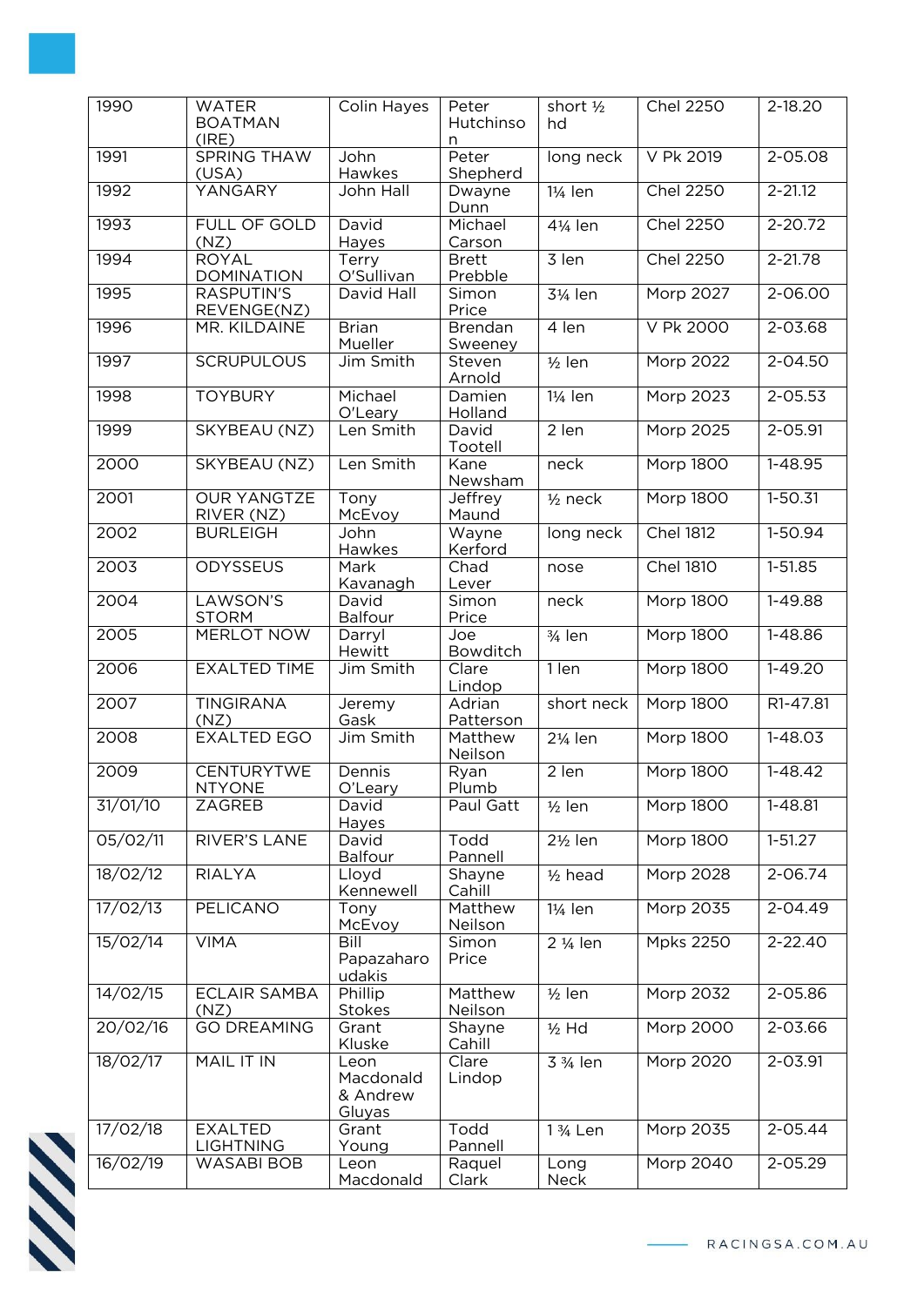| 1990 | WATER BOATMAN (IRE) | Colin Hayes | Peter Hutchinson | short ½ hd | Chel 2250 | 2-18.20 |
|---|---|---|---|---|---|---|
| 1991 | SPRING THAW (USA) | John Hawkes | Peter Shepherd | long neck | V Pk 2019 | 2-05.08 |
| 1992 | YANGARY | John Hall | Dwayne Dunn | 1¼ len | Chel 2250 | 2-21.12 |
| 1993 | FULL OF GOLD (NZ) | David Hayes | Michael Carson | 4¼ len | Chel 2250 | 2-20.72 |
| 1994 | ROYAL DOMINATION | Terry O'Sullivan | Brett Prebble | 3 len | Chel 2250 | 2-21.78 |
| 1995 | RASPUTIN'S REVENGE(NZ) | David Hall | Simon Price | 3¼ len | Morp 2027 | 2-06.00 |
| 1996 | MR. KILDAINE | Brian Mueller | Brendan Sweeney | 4 len | V Pk 2000 | 2-03.68 |
| 1997 | SCRUPULOUS | Jim Smith | Steven Arnold | ½ len | Morp 2022 | 2-04.50 |
| 1998 | TOYBURY | Michael O'Leary | Damien Holland | 1¼ len | Morp 2023 | 2-05.53 |
| 1999 | SKYBEAU (NZ) | Len Smith | David Tootell | 2 len | Morp 2025 | 2-05.91 |
| 2000 | SKYBEAU (NZ) | Len Smith | Kane Newsham | neck | Morp 1800 | 1-48.95 |
| 2001 | OUR YANGTZE RIVER (NZ) | Tony McEvoy | Jeffrey Maund | ½ neck | Morp 1800 | 1-50.31 |
| 2002 | BURLEIGH | John Hawkes | Wayne Kerford | long neck | Chel 1812 | 1-50.94 |
| 2003 | ODYSSEUS | Mark Kavanagh | Chad Lever | nose | Chel 1810 | 1-51.85 |
| 2004 | LAWSON'S STORM | David Balfour | Simon Price | neck | Morp 1800 | 1-49.88 |
| 2005 | MERLOT NOW | Darryl Hewitt | Joe Bowditch | ¾ len | Morp 1800 | 1-48.86 |
| 2006 | EXALTED TIME | Jim Smith | Clare Lindop | 1 len | Morp 1800 | 1-49.20 |
| 2007 | TINGIRANA (NZ) | Jeremy Gask | Adrian Patterson | short neck | Morp 1800 | R1-47.81 |
| 2008 | EXALTED EGO | Jim Smith | Matthew Neilson | 2¼ len | Morp 1800 | 1-48.03 |
| 2009 | CENTURYTWENTYONE | Dennis O'Leary | Ryan Plumb | 2 len | Morp 1800 | 1-48.42 |
| 31/01/10 | ZAGREB | David Hayes | Paul Gatt | ½ len | Morp 1800 | 1-48.81 |
| 05/02/11 | RIVER'S LANE | David Balfour | Todd Pannell | 2½ len | Morp 1800 | 1-51.27 |
| 18/02/12 | RIALYA | Lloyd Kennewell | Shayne Cahill | ½ head | Morp 2028 | 2-06.74 |
| 17/02/13 | PELICANO | Tony McEvoy | Matthew Neilson | 1¼ len | Morp 2035 | 2-04.49 |
| 15/02/14 | VIMA | Bill Papazaharoudakis | Simon Price | 2 ¼ len | Mpks 2250 | 2-22.40 |
| 14/02/15 | ECLAIR SAMBA (NZ) | Phillip Stokes | Matthew Neilson | ½ len | Morp 2032 | 2-05.86 |
| 20/02/16 | GO DREAMING | Grant Kluske | Shayne Cahill | ½ Hd | Morp 2000 | 2-03.66 |
| 18/02/17 | MAIL IT IN | Leon Macdonald & Andrew Gluyas | Clare Lindop | 3 ¾ len | Morp 2020 | 2-03.91 |
| 17/02/18 | EXALTED LIGHTNING | Grant Young | Todd Pannell | 1 ¾ Len | Morp 2035 | 2-05.44 |
| 16/02/19 | WASABI BOB | Leon Macdonald | Raquel Clark | Long Neck | Morp 2040 | 2-05.29 |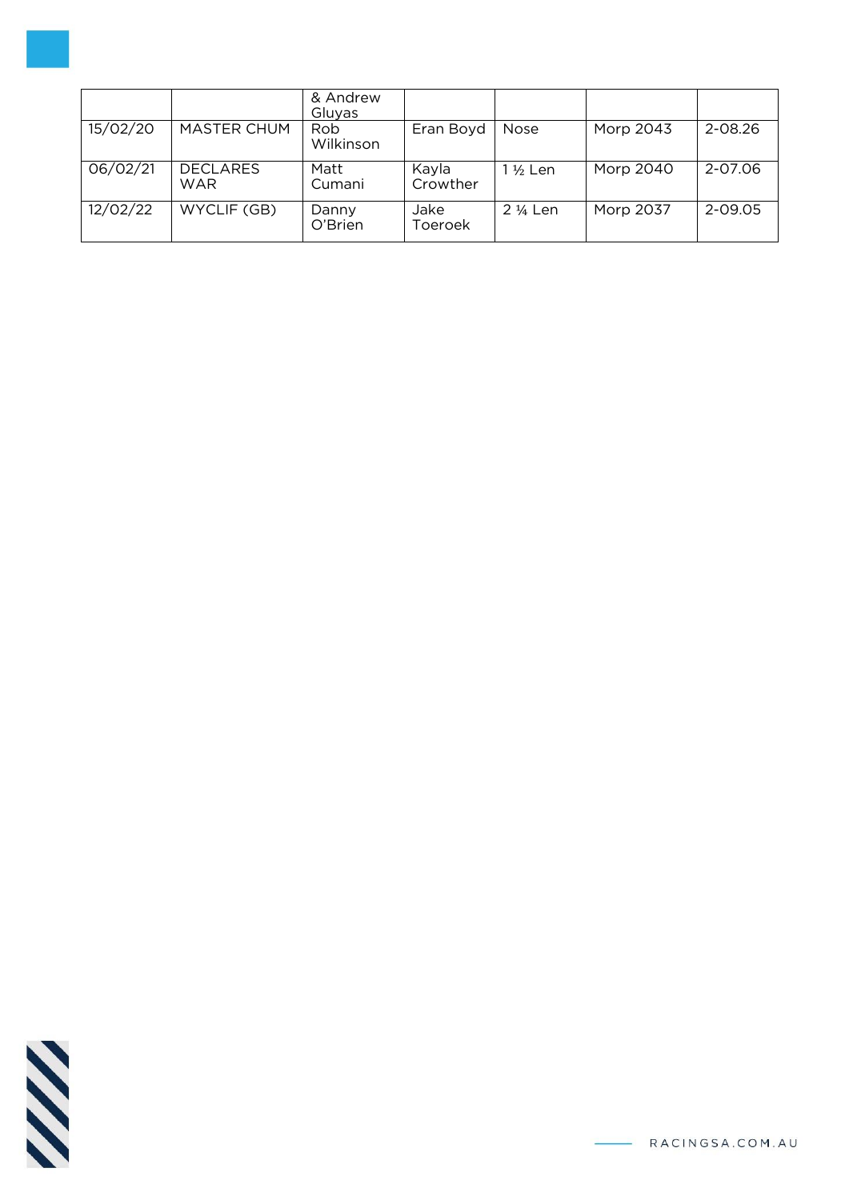| | | | | | | |
|---|---|---|---|---|---|---|
| | | & Andrew Gluyas | | | | |
| 15/02/20 | MASTER CHUM | Rob Wilkinson | Eran Boyd | Nose | Morp 2043 | 2-08.26 |
| 06/02/21 | DECLARES WAR | Matt Cumani | Kayla Crowther | 1 ½ Len | Morp 2040 | 2-07.06 |
| 12/02/22 | WYCLIF (GB) | Danny O'Brien | Jake Toeroek | 2 ¼ Len | Morp 2037 | 2-09.05 |